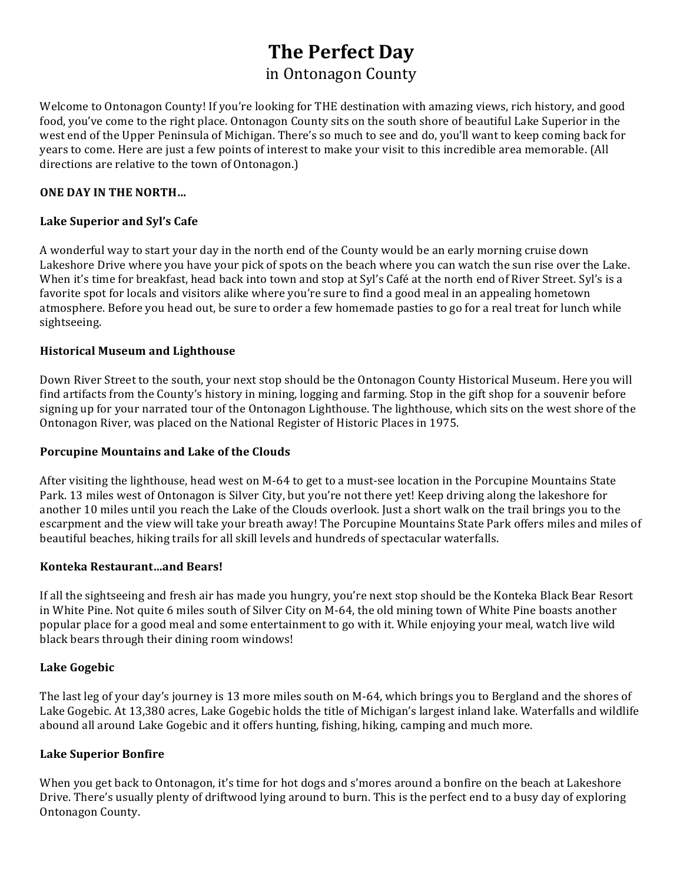# The Perfect Day

## in Ontonagon County

Welcome to Ontonagon County! If you're looking for THE destination with amazing views, rich history, and good food, you've come to the right place. Ontonagon County sits on the south shore of beautiful Lake Superior in the west end of the Upper Peninsula of Michigan. There's so much to see and do, you'll want to keep coming back for years to come. Here are just a few points of interest to make your visit to this incredible area memorable. (All directions are relative to the town of Ontonagon.)

**ONE DAY IN THE NORTH…**

### Lake Superior and Syl's Cafe

A wonderful way to start your day in the north end of the County would be an early morning cruise down Lakeshore Drive where you have your pick of spots on the beach where you can watch the sun rise over the Lake. When it's time for breakfast, head back into town and stop at Syl's Café at the north end of River Street. Syl's is a favorite spot for locals and visitors alike where you're sure to find a good meal in an appealing hometown atmosphere. Before you head out, be sure to order a few homemade pasties to go for a real treat for lunch while sightseeing.

### Historical Museum and Lighthouse

Down River Street to the south, your next stop should be the Ontonagon County Historical Museum. Here you will find artifacts from the County's history in mining, logging and farming. Stop in the gift shop for a souvenir before signing up for your narrated tour of the Ontonagon Lighthouse. The lighthouse, which sits on the west shore of the Ontonagon River, was placed on the National Register of Historic Places in 1975.

### Porcupine Mountains and Lake of the Clouds

After visiting the lighthouse, head west on M-64 to get to a must-see location in the Porcupine Mountains State Park. 13 miles west of Ontonagon is Silver City, but you're not there yet! Keep driving along the lakeshore for another 10 miles until you reach the Lake of the Clouds overlook. Just a short walk on the trail brings you to the escarpment and the view will take your breath away! The Porcupine Mountains State Park offers miles and miles of beautiful beaches, hiking trails for all skill levels and hundreds of spectacular waterfalls.

### Konteka Restaurant…and Bears!

If all the sightseeing and fresh air has made you hungry, you're next stop should be the Konteka Black Bear Resort in White Pine. Not quite 6 miles south of Silver City on M-64, the old mining town of White Pine boasts another popular place for a good meal and some entertainment to go with it. While enjoying your meal, watch live wild black bears through their dining room windows!

### Lake Gogebic

The last leg of your day's journey is 13 more miles south on M-64, which brings you to Bergland and the shores of Lake Gogebic. At 13,380 acres, Lake Gogebic holds the title of Michigan's largest inland lake. Waterfalls and wildlife abound all around Lake Gogebic and it offers hunting, fishing, hiking, camping and much more.

### Lake Superior Bonfire

When you get back to Ontonagon, it's time for hot dogs and s'mores around a bonfire on the beach at Lakeshore Drive. There's usually plenty of driftwood lying around to burn. This is the perfect end to a busy day of exploring Ontonagon County.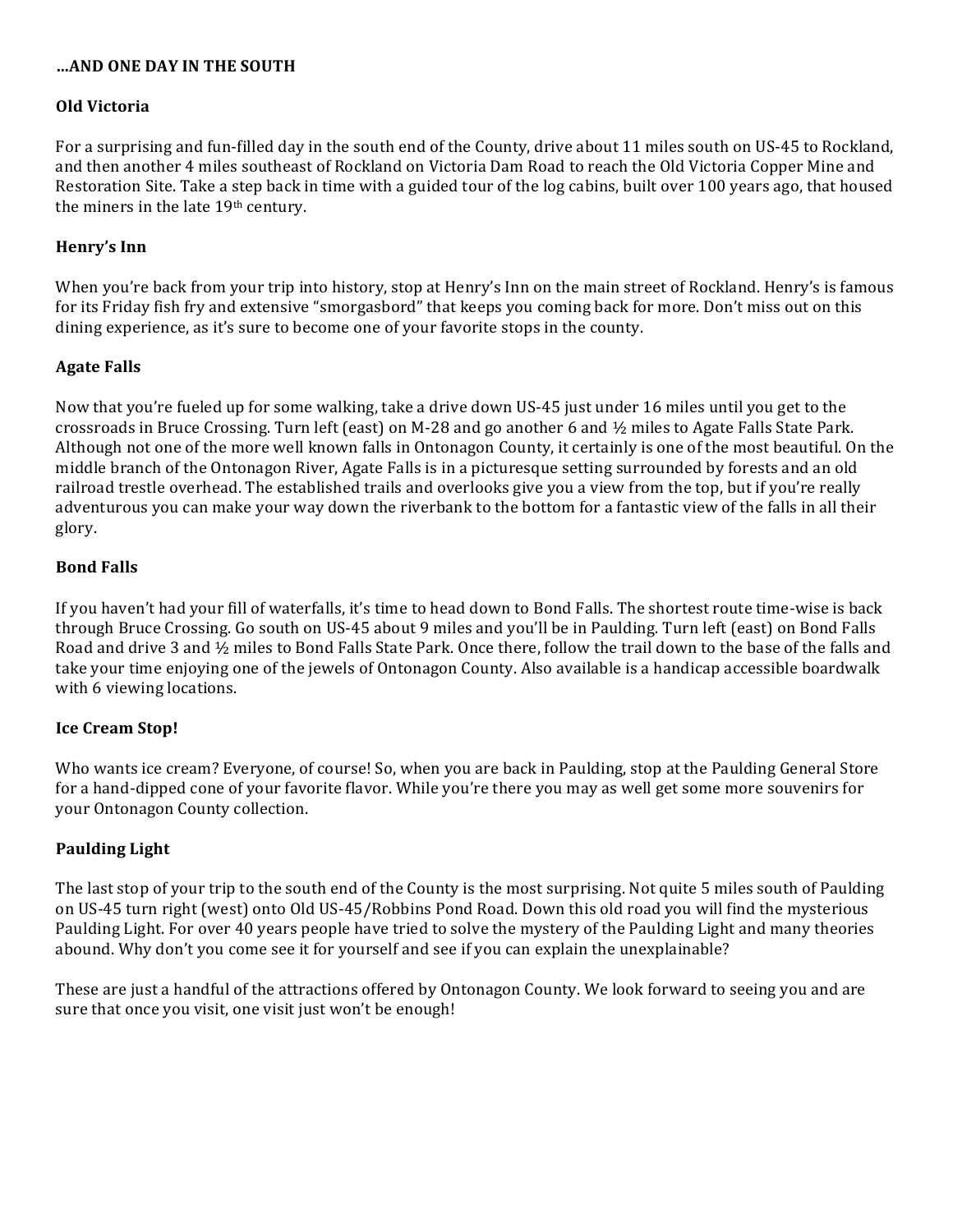## …AND ONE DAY IN THE SOUTH

### Old Victoria

For a surprising and fun-filled day in the south end of the County, drive about 11 miles south on US-45 to Rockland, and then another 4 miles southeast of Rockland on Victoria Dam Road to reach the Old Victoria Copper Mine and Restoration Site. Take a step back in time with a guided tour of the log cabins, built over 100 years ago, that housed the miners in the late 19th century.

### Henry's Inn

When you're back from your trip into history, stop at Henry's Inn on the main street of Rockland. Henry's is famous for its Friday fish fry and extensive "smorgasbord" that keeps you coming back for more. Don't miss out on this dining experience, as it's sure to become one of your favorite stops in the county.

### Agate Falls

Now that you're fueled up for some walking, take a drive down US-45 just under 16 miles until you get to the crossroads in Bruce Crossing. Turn left (east) on M-28 and go another 6 and ½ miles to Agate Falls State Park. Although not one of the more well known falls in Ontonagon County, it certainly is one of the most beautiful. On the middle branch of the Ontonagon River, Agate Falls is in a picturesque setting surrounded by forests and an old railroad trestle overhead. The established trails and overlooks give you a view from the top, but if you're really adventurous you can make your way down the riverbank to the bottom for a fantastic view of the falls in all their glory.

### Bond Falls

If you haven't had your fill of waterfalls, it's time to head down to Bond Falls. The shortest route time-wise is back through Bruce Crossing. Go south on US-45 about 9 miles and you'll be in Paulding. Turn left (east) on Bond Falls Road and drive 3 and ½ miles to Bond Falls State Park. Once there, follow the trail down to the base of the falls and take your time enjoying one of the jewels of Ontonagon County. Also available is a handicap accessible boardwalk with 6 viewing locations.

### Ice Cream Stop!

Who wants ice cream? Everyone, of course! So, when you are back in Paulding, stop at the Paulding General Store for a hand-dipped cone of your favorite flavor. While you're there you may as well get some more souvenirs for your Ontonagon County collection.

### Paulding Light

The last stop of your trip to the south end of the County is the most surprising. Not quite 5 miles south of Paulding on US-45 turn right (west) onto Old US-45/Robbins Pond Road. Down this old road you will find the mysterious Paulding Light. For over 40 years people have tried to solve the mystery of the Paulding Light and many theories abound. Why don't you come see it for yourself and see if you can explain the unexplainable?

These are just a handful of the attractions offered by Ontonagon County. We look forward to seeing you and are sure that once you visit, one visit just won't be enough!